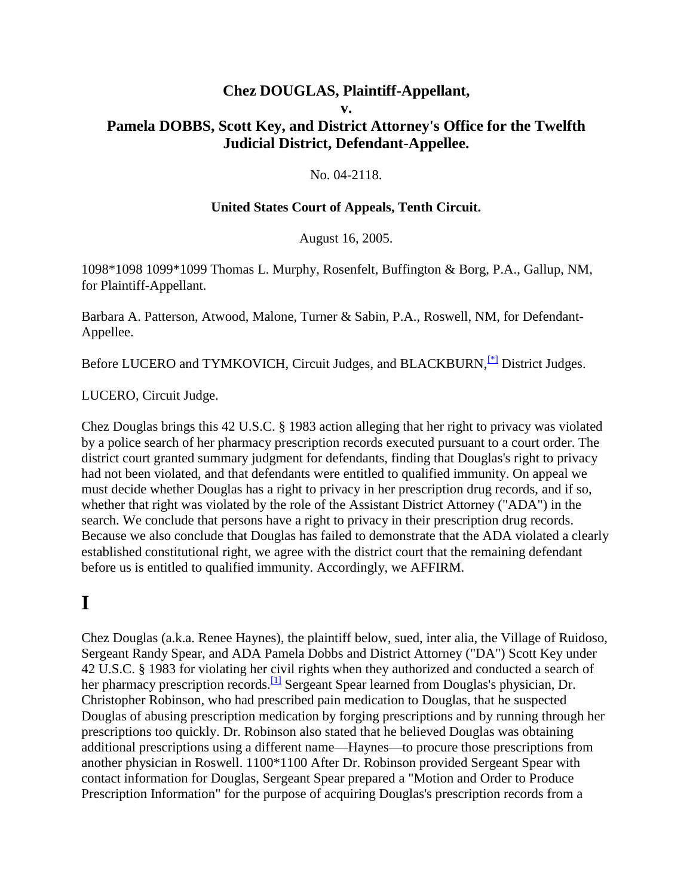# Chez DOUGLAS, Plaintiff-Appellant,
# v.
# Pamela DOBBS, Scott Key, and District Attorney's Office for the Twelfth Judicial District, Defendant-Appellee.

No. 04-2118.

**United States Court of Appeals, Tenth Circuit.**

August 16, 2005.

1098*1098 1099*1099 Thomas L. Murphy, Rosenfelt, Buffington & Borg, P.A., Gallup, NM, for Plaintiff-Appellant.

Barbara A. Patterson, Atwood, Malone, Turner & Sabin, P.A., Roswell, NM, for Defendant-Appellee.

Before LUCERO and TYMKOVICH, Circuit Judges, and BLACKBURN,[*] District Judges.

LUCERO, Circuit Judge.

Chez Douglas brings this 42 U.S.C. § 1983 action alleging that her right to privacy was violated by a police search of her pharmacy prescription records executed pursuant to a court order. The district court granted summary judgment for defendants, finding that Douglas's right to privacy had not been violated, and that defendants were entitled to qualified immunity. On appeal we must decide whether Douglas has a right to privacy in her prescription drug records, and if so, whether that right was violated by the role of the Assistant District Attorney ("ADA") in the search. We conclude that persons have a right to privacy in their prescription drug records. Because we also conclude that Douglas has failed to demonstrate that the ADA violated a clearly established constitutional right, we agree with the district court that the remaining defendant before us is entitled to qualified immunity. Accordingly, we AFFIRM.

# I

Chez Douglas (a.k.a. Renee Haynes), the plaintiff below, sued, inter alia, the Village of Ruidoso, Sergeant Randy Spear, and ADA Pamela Dobbs and District Attorney ("DA") Scott Key under 42 U.S.C. § 1983 for violating her civil rights when they authorized and conducted a search of her pharmacy prescription records.[1] Sergeant Spear learned from Douglas's physician, Dr. Christopher Robinson, who had prescribed pain medication to Douglas, that he suspected Douglas of abusing prescription medication by forging prescriptions and by running through her prescriptions too quickly. Dr. Robinson also stated that he believed Douglas was obtaining additional prescriptions using a different name—Haynes—to procure those prescriptions from another physician in Roswell. 1100*1100 After Dr. Robinson provided Sergeant Spear with contact information for Douglas, Sergeant Spear prepared a "Motion and Order to Produce Prescription Information" for the purpose of acquiring Douglas's prescription records from a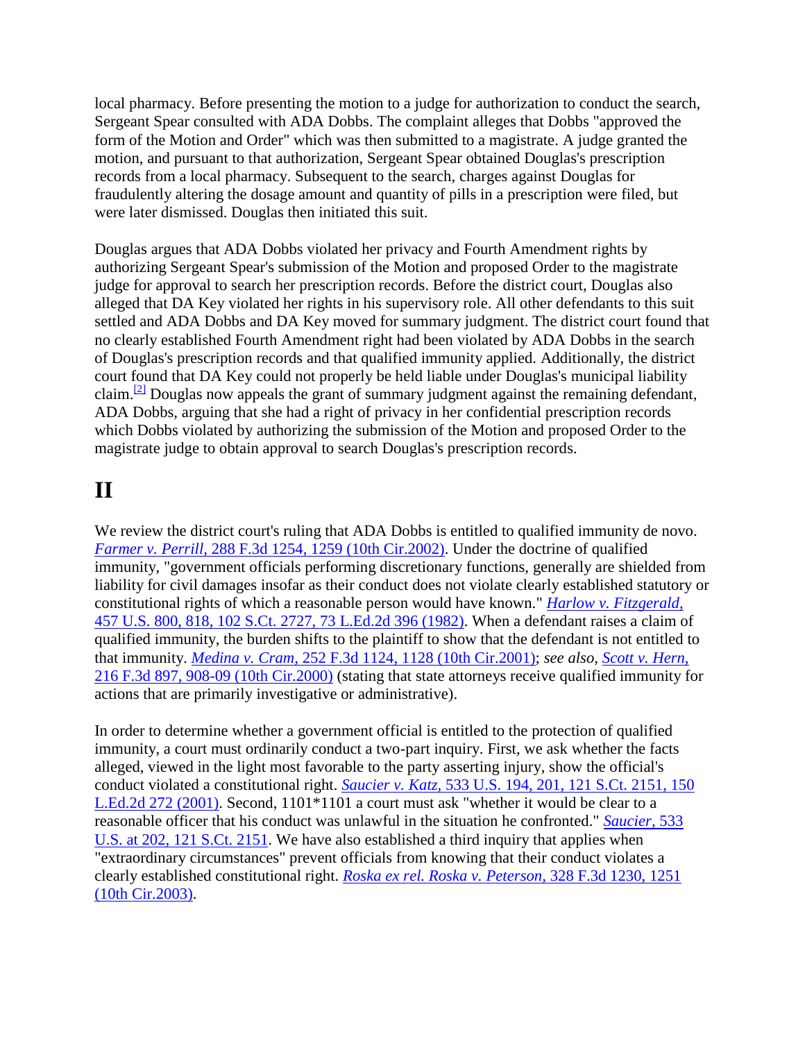local pharmacy. Before presenting the motion to a judge for authorization to conduct the search, Sergeant Spear consulted with ADA Dobbs. The complaint alleges that Dobbs "approved the form of the Motion and Order" which was then submitted to a magistrate. A judge granted the motion, and pursuant to that authorization, Sergeant Spear obtained Douglas's prescription records from a local pharmacy. Subsequent to the search, charges against Douglas for fraudulently altering the dosage amount and quantity of pills in a prescription were filed, but were later dismissed. Douglas then initiated this suit.

Douglas argues that ADA Dobbs violated her privacy and Fourth Amendment rights by authorizing Sergeant Spear's submission of the Motion and proposed Order to the magistrate judge for approval to search her prescription records. Before the district court, Douglas also alleged that DA Key violated her rights in his supervisory role. All other defendants to this suit settled and ADA Dobbs and DA Key moved for summary judgment. The district court found that no clearly established Fourth Amendment right had been violated by ADA Dobbs in the search of Douglas's prescription records and that qualified immunity applied. Additionally, the district court found that DA Key could not properly be held liable under Douglas's municipal liability claim.[2] Douglas now appeals the grant of summary judgment against the remaining defendant, ADA Dobbs, arguing that she had a right of privacy in her confidential prescription records which Dobbs violated by authorizing the submission of the Motion and proposed Order to the magistrate judge to obtain approval to search Douglas's prescription records.

# II

We review the district court's ruling that ADA Dobbs is entitled to qualified immunity de novo. *Farmer v. Perrill,* 288 F.3d 1254, 1259 (10th Cir.2002). Under the doctrine of qualified immunity, "government officials performing discretionary functions, generally are shielded from liability for civil damages insofar as their conduct does not violate clearly established statutory or constitutional rights of which a reasonable person would have known." *Harlow v. Fitzgerald,* 457 U.S. 800, 818, 102 S.Ct. 2727, 73 L.Ed.2d 396 (1982). When a defendant raises a claim of qualified immunity, the burden shifts to the plaintiff to show that the defendant is not entitled to that immunity. *Medina v. Cram,* 252 F.3d 1124, 1128 (10th Cir.2001); *see also, Scott v. Hern,* 216 F.3d 897, 908-09 (10th Cir.2000) (stating that state attorneys receive qualified immunity for actions that are primarily investigative or administrative).

In order to determine whether a government official is entitled to the protection of qualified immunity, a court must ordinarily conduct a two-part inquiry. First, we ask whether the facts alleged, viewed in the light most favorable to the party asserting injury, show the official's conduct violated a constitutional right. *Saucier v. Katz,* 533 U.S. 194, 201, 121 S.Ct. 2151, 150 L.Ed.2d 272 (2001). Second, 1101*1101 a court must ask "whether it would be clear to a reasonable officer that his conduct was unlawful in the situation he confronted." *Saucier,* 533 U.S. at 202, 121 S.Ct. 2151. We have also established a third inquiry that applies when "extraordinary circumstances" prevent officials from knowing that their conduct violates a clearly established constitutional right. *Roska ex rel. Roska v. Peterson,* 328 F.3d 1230, 1251 (10th Cir.2003).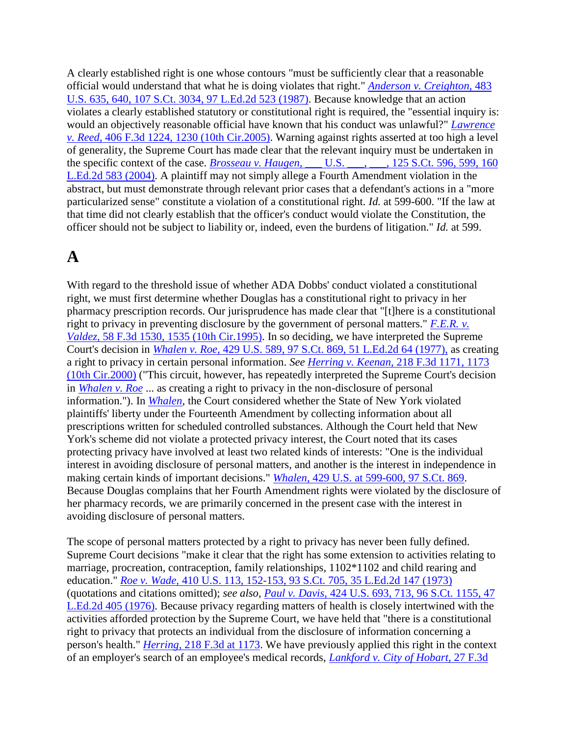A clearly established right is one whose contours "must be sufficiently clear that a reasonable official would understand that what he is doing violates that right." *Anderson v. Creighton,* 483 U.S. 635, 640, 107 S.Ct. 3034, 97 L.Ed.2d 523 (1987). Because knowledge that an action violates a clearly established statutory or constitutional right is required, the "essential inquiry is: would an objectively reasonable official have known that his conduct was unlawful?" *Lawrence v. Reed,* 406 F.3d 1224, 1230 (10th Cir.2005). Warning against rights asserted at too high a level of generality, the Supreme Court has made clear that the relevant inquiry must be undertaken in the specific context of the case. *Brosseau v. Haugen,* ___ U.S. ___, ___, 125 S.Ct. 596, 599, 160 L.Ed.2d 583 (2004). A plaintiff may not simply allege a Fourth Amendment violation in the abstract, but must demonstrate through relevant prior cases that a defendant's actions in a "more particularized sense" constitute a violation of a constitutional right. *Id.* at 599-600. "If the law at that time did not clearly establish that the officer's conduct would violate the Constitution, the officer should not be subject to liability or, indeed, even the burdens of litigation." *Id.* at 599.

# A

With regard to the threshold issue of whether ADA Dobbs' conduct violated a constitutional right, we must first determine whether Douglas has a constitutional right to privacy in her pharmacy prescription records. Our jurisprudence has made clear that "[t]here is a constitutional right to privacy in preventing disclosure by the government of personal matters." *F.E.R. v. Valdez,* 58 F.3d 1530, 1535 (10th Cir.1995). In so deciding, we have interpreted the Supreme Court's decision in *Whalen v. Roe,* 429 U.S. 589, 97 S.Ct. 869, 51 L.Ed.2d 64 (1977), as creating a right to privacy in certain personal information. *See Herring v. Keenan,* 218 F.3d 1171, 1173 (10th Cir.2000) ("This circuit, however, has repeatedly interpreted the Supreme Court's decision in *Whalen v. Roe* ... as creating a right to privacy in the non-disclosure of personal information."). In *Whalen,* the Court considered whether the State of New York violated plaintiffs' liberty under the Fourteenth Amendment by collecting information about all prescriptions written for scheduled controlled substances. Although the Court held that New York's scheme did not violate a protected privacy interest, the Court noted that its cases protecting privacy have involved at least two related kinds of interests: "One is the individual interest in avoiding disclosure of personal matters, and another is the interest in independence in making certain kinds of important decisions." *Whalen,* 429 U.S. at 599-600, 97 S.Ct. 869. Because Douglas complains that her Fourth Amendment rights were violated by the disclosure of her pharmacy records, we are primarily concerned in the present case with the interest in avoiding disclosure of personal matters.

The scope of personal matters protected by a right to privacy has never been fully defined. Supreme Court decisions "make it clear that the right has some extension to activities relating to marriage, procreation, contraception, family relationships, 1102*1102 and child rearing and education." *Roe v. Wade,* 410 U.S. 113, 152-153, 93 S.Ct. 705, 35 L.Ed.2d 147 (1973) (quotations and citations omitted); *see also, Paul v. Davis,* 424 U.S. 693, 713, 96 S.Ct. 1155, 47 L.Ed.2d 405 (1976). Because privacy regarding matters of health is closely intertwined with the activities afforded protection by the Supreme Court, we have held that "there is a constitutional right to privacy that protects an individual from the disclosure of information concerning a person's health." *Herring,* 218 F.3d at 1173. We have previously applied this right in the context of an employer's search of an employee's medical records, *Lankford v. City of Hobart,* 27 F.3d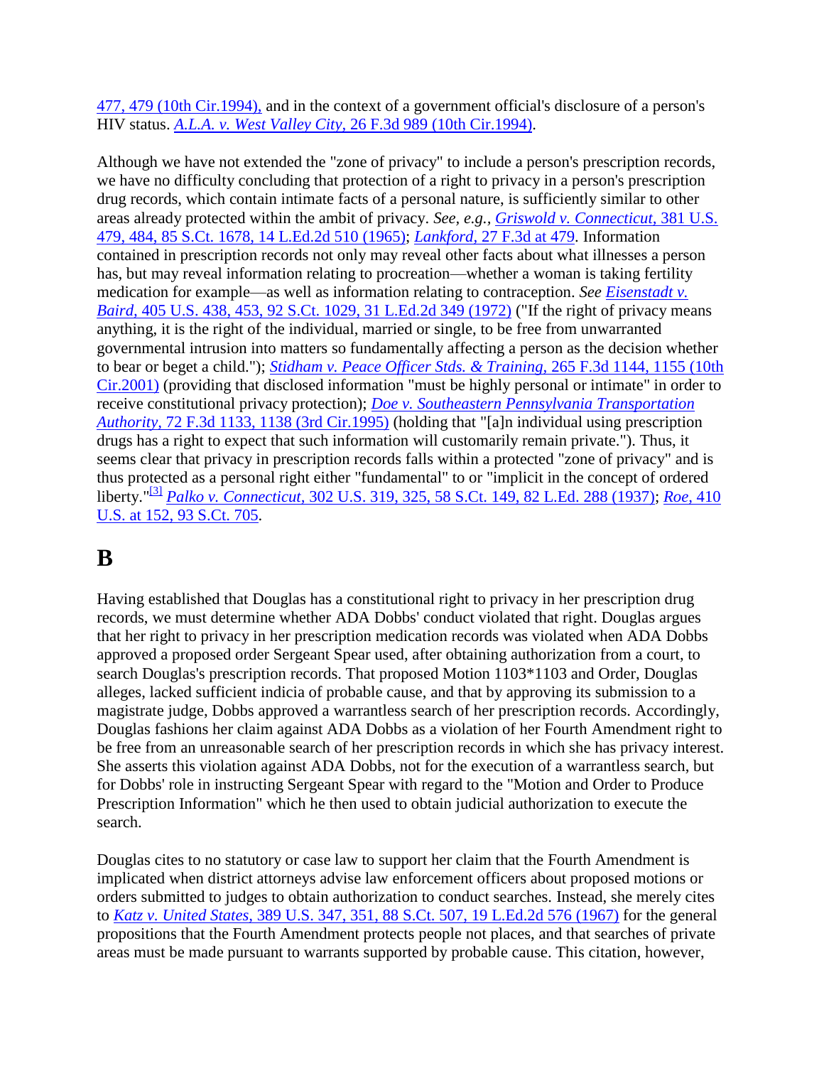477, 479 (10th Cir.1994), and in the context of a government official's disclosure of a person's HIV status. *A.L.A. v. West Valley City,* 26 F.3d 989 (10th Cir.1994).

Although we have not extended the "zone of privacy" to include a person's prescription records, we have no difficulty concluding that protection of a right to privacy in a person's prescription drug records, which contain intimate facts of a personal nature, is sufficiently similar to other areas already protected within the ambit of privacy. *See, e.g., Griswold v. Connecticut,* 381 U.S. 479, 484, 85 S.Ct. 1678, 14 L.Ed.2d 510 (1965); *Lankford,* 27 F.3d at 479. Information contained in prescription records not only may reveal other facts about what illnesses a person has, but may reveal information relating to procreation—whether a woman is taking fertility medication for example—as well as information relating to contraception. *See Eisenstadt v. Baird,* 405 U.S. 438, 453, 92 S.Ct. 1029, 31 L.Ed.2d 349 (1972) ("If the right of privacy means anything, it is the right of the individual, married or single, to be free from unwarranted governmental intrusion into matters so fundamentally affecting a person as the decision whether to bear or beget a child."); *Stidham v. Peace Officer Stds. & Training,* 265 F.3d 1144, 1155 (10th Cir.2001) (providing that disclosed information "must be highly personal or intimate" in order to receive constitutional privacy protection); *Doe v. Southeastern Pennsylvania Transportation Authority,* 72 F.3d 1133, 1138 (3rd Cir.1995) (holding that "[a]n individual using prescription drugs has a right to expect that such information will customarily remain private."). Thus, it seems clear that privacy in prescription records falls within a protected "zone of privacy" and is thus protected as a personal right either "fundamental" to or "implicit in the concept of ordered liberty."[3] *Palko v. Connecticut,* 302 U.S. 319, 325, 58 S.Ct. 149, 82 L.Ed. 288 (1937); *Roe,* 410 U.S. at 152, 93 S.Ct. 705.

# B

Having established that Douglas has a constitutional right to privacy in her prescription drug records, we must determine whether ADA Dobbs' conduct violated that right. Douglas argues that her right to privacy in her prescription medication records was violated when ADA Dobbs approved a proposed order Sergeant Spear used, after obtaining authorization from a court, to search Douglas's prescription records. That proposed Motion 1103*1103 and Order, Douglas alleges, lacked sufficient indicia of probable cause, and that by approving its submission to a magistrate judge, Dobbs approved a warrantless search of her prescription records. Accordingly, Douglas fashions her claim against ADA Dobbs as a violation of her Fourth Amendment right to be free from an unreasonable search of her prescription records in which she has privacy interest. She asserts this violation against ADA Dobbs, not for the execution of a warrantless search, but for Dobbs' role in instructing Sergeant Spear with regard to the "Motion and Order to Produce Prescription Information" which he then used to obtain judicial authorization to execute the search.

Douglas cites to no statutory or case law to support her claim that the Fourth Amendment is implicated when district attorneys advise law enforcement officers about proposed motions or orders submitted to judges to obtain authorization to conduct searches. Instead, she merely cites to *Katz v. United States,* 389 U.S. 347, 351, 88 S.Ct. 507, 19 L.Ed.2d 576 (1967) for the general propositions that the Fourth Amendment protects people not places, and that searches of private areas must be made pursuant to warrants supported by probable cause. This citation, however,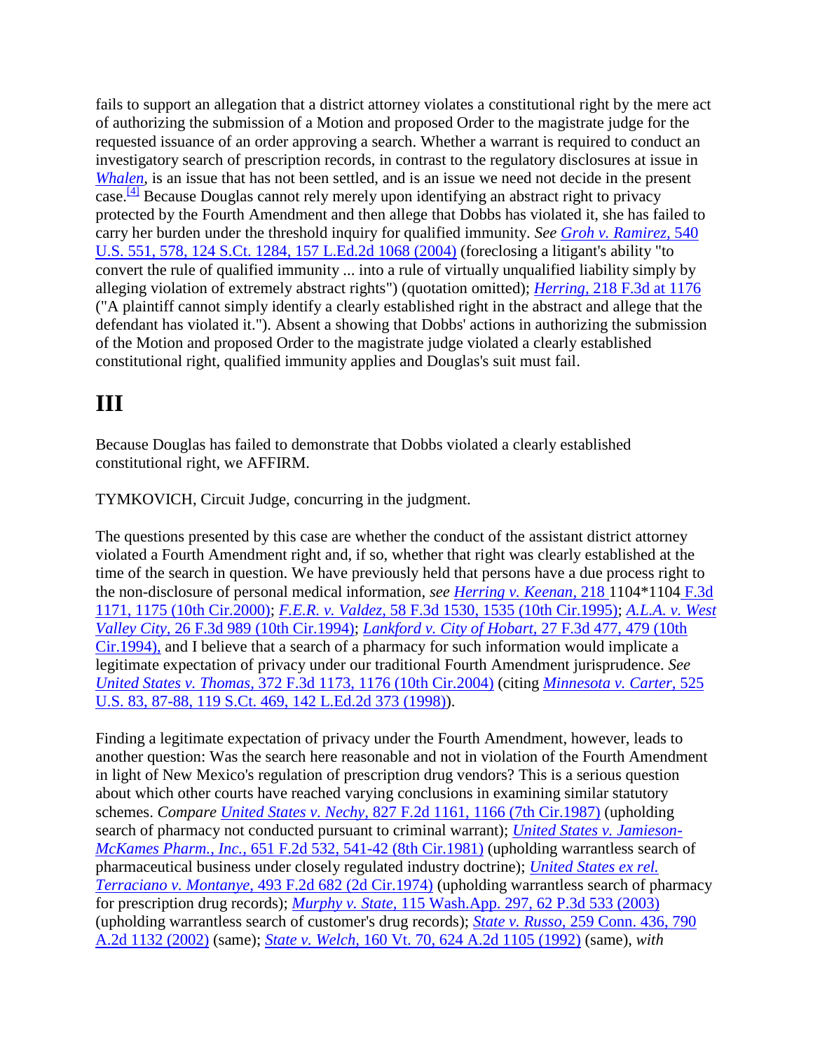fails to support an allegation that a district attorney violates a constitutional right by the mere act of authorizing the submission of a Motion and proposed Order to the magistrate judge for the requested issuance of an order approving a search. Whether a warrant is required to conduct an investigatory search of prescription records, in contrast to the regulatory disclosures at issue in *Whalen*, is an issue that has not been settled, and is an issue we need not decide in the present case.[4] Because Douglas cannot rely merely upon identifying an abstract right to privacy protected by the Fourth Amendment and then allege that Dobbs has violated it, she has failed to carry her burden under the threshold inquiry for qualified immunity. *See Groh v. Ramirez*, 540 U.S. 551, 578, 124 S.Ct. 1284, 157 L.Ed.2d 1068 (2004) (foreclosing a litigant's ability "to convert the rule of qualified immunity ... into a rule of virtually unqualified liability simply by alleging violation of extremely abstract rights") (quotation omitted); *Herring*, 218 F.3d at 1176 ("A plaintiff cannot simply identify a clearly established right in the abstract and allege that the defendant has violated it."). Absent a showing that Dobbs' actions in authorizing the submission of the Motion and proposed Order to the magistrate judge violated a clearly established constitutional right, qualified immunity applies and Douglas's suit must fail.

# III

Because Douglas has failed to demonstrate that Dobbs violated a clearly established constitutional right, we AFFIRM.

TYMKOVICH, Circuit Judge, concurring in the judgment.

The questions presented by this case are whether the conduct of the assistant district attorney violated a Fourth Amendment right and, if so, whether that right was clearly established at the time of the search in question. We have previously held that persons have a due process right to the non-disclosure of personal medical information, *see Herring v. Keenan*, 218 1104*1104 F.3d 1171, 1175 (10th Cir.2000); *F.E.R. v. Valdez*, 58 F.3d 1530, 1535 (10th Cir.1995); *A.L.A. v. West Valley City*, 26 F.3d 989 (10th Cir.1994); *Lankford v. City of Hobart*, 27 F.3d 477, 479 (10th Cir.1994), and I believe that a search of a pharmacy for such information would implicate a legitimate expectation of privacy under our traditional Fourth Amendment jurisprudence. *See United States v. Thomas*, 372 F.3d 1173, 1176 (10th Cir.2004) (citing *Minnesota v. Carter*, 525 U.S. 83, 87-88, 119 S.Ct. 469, 142 L.Ed.2d 373 (1998)).

Finding a legitimate expectation of privacy under the Fourth Amendment, however, leads to another question: Was the search here reasonable and not in violation of the Fourth Amendment in light of New Mexico's regulation of prescription drug vendors? This is a serious question about which other courts have reached varying conclusions in examining similar statutory schemes. *Compare United States v. Nechy*, 827 F.2d 1161, 1166 (7th Cir.1987) (upholding search of pharmacy not conducted pursuant to criminal warrant); *United States v. Jamieson-McKames Pharm., Inc.*, 651 F.2d 532, 541-42 (8th Cir.1981) (upholding warrantless search of pharmaceutical business under closely regulated industry doctrine); *United States ex rel. Terraciano v. Montanye*, 493 F.2d 682 (2d Cir.1974) (upholding warrantless search of pharmacy for prescription drug records); *Murphy v. State*, 115 Wash.App. 297, 62 P.3d 533 (2003) (upholding warrantless search of customer's drug records); *State v. Russo*, 259 Conn. 436, 790 A.2d 1132 (2002) (same); *State v. Welch*, 160 Vt. 70, 624 A.2d 1105 (1992) (same), *with*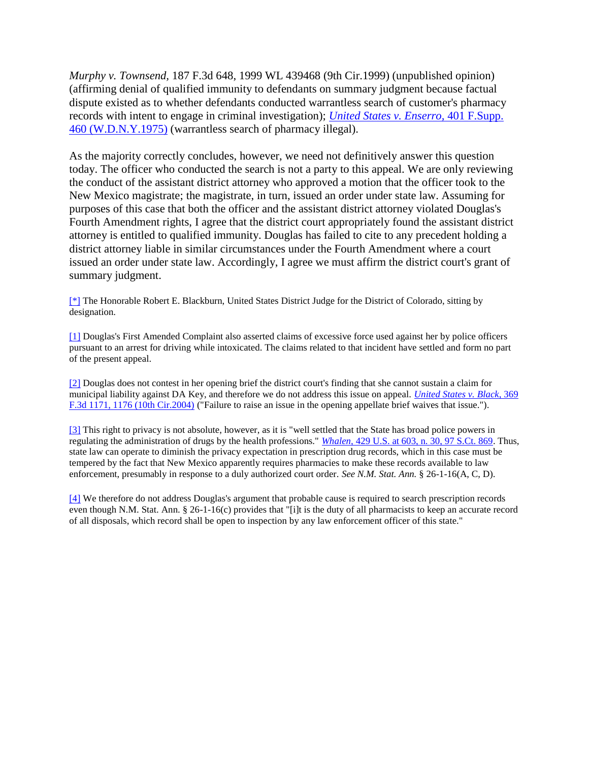*Murphy v. Townsend,* 187 F.3d 648, 1999 WL 439468 (9th Cir.1999) (unpublished opinion) (affirming denial of qualified immunity to defendants on summary judgment because factual dispute existed as to whether defendants conducted warrantless search of customer's pharmacy records with intent to engage in criminal investigation); *United States v. Enserro,* 401 F.Supp. 460 (W.D.N.Y.1975) (warrantless search of pharmacy illegal).

As the majority correctly concludes, however, we need not definitively answer this question today. The officer who conducted the search is not a party to this appeal. We are only reviewing the conduct of the assistant district attorney who approved a motion that the officer took to the New Mexico magistrate; the magistrate, in turn, issued an order under state law. Assuming for purposes of this case that both the officer and the assistant district attorney violated Douglas's Fourth Amendment rights, I agree that the district court appropriately found the assistant district attorney is entitled to qualified immunity. Douglas has failed to cite to any precedent holding a district attorney liable in similar circumstances under the Fourth Amendment where a court issued an order under state law. Accordingly, I agree we must affirm the district court's grant of summary judgment.

[*] The Honorable Robert E. Blackburn, United States District Judge for the District of Colorado, sitting by designation.

[1] Douglas's First Amended Complaint also asserted claims of excessive force used against her by police officers pursuant to an arrest for driving while intoxicated. The claims related to that incident have settled and form no part of the present appeal.

[2] Douglas does not contest in her opening brief the district court's finding that she cannot sustain a claim for municipal liability against DA Key, and therefore we do not address this issue on appeal. *United States v. Black,* 369 F.3d 1171, 1176 (10th Cir.2004) ("Failure to raise an issue in the opening appellate brief waives that issue.").

[3] This right to privacy is not absolute, however, as it is "well settled that the State has broad police powers in regulating the administration of drugs by the health professions." *Whalen,* 429 U.S. at 603, n. 30, 97 S.Ct. 869. Thus, state law can operate to diminish the privacy expectation in prescription drug records, which in this case must be tempered by the fact that New Mexico apparently requires pharmacies to make these records available to law enforcement, presumably in response to a duly authorized court order. *See N.M. Stat. Ann.* § 26-1-16(A, C, D).

[4] We therefore do not address Douglas's argument that probable cause is required to search prescription records even though N.M. Stat. Ann. § 26-1-16(c) provides that "[i]t is the duty of all pharmacists to keep an accurate record of all disposals, which record shall be open to inspection by any law enforcement officer of this state."